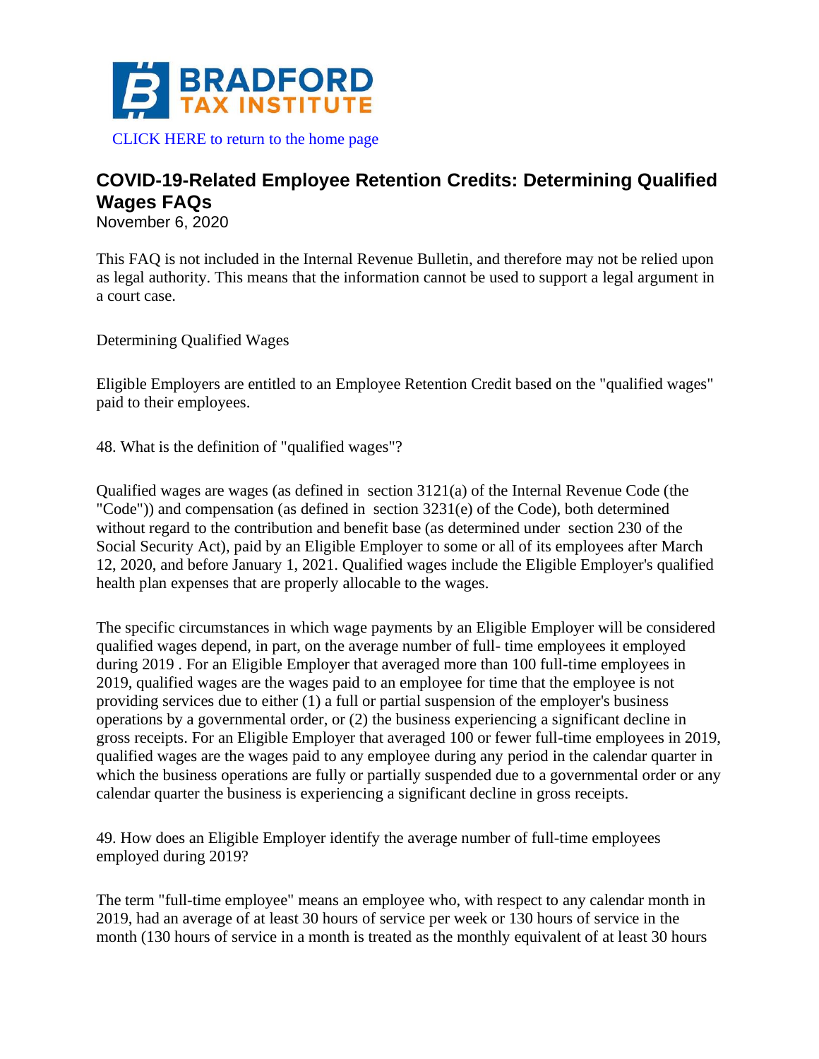BRADFORD TAX INSTITUTE

CLICK HERE to return to the home page

# COVID-19-Related Employee Retention Credits: Determining Qualified Wages FAQs

November 6, 2020

This FAQ is not included in the Internal Revenue Bulletin, and therefore may not be relied upon as legal authority. This means that the information cannot be used to support a legal argument in a court case.

Determining Qualified Wages

Eligible Employers are entitled to an Employee Retention Credit based on the "qualified wages" paid to their employees.

48. What is the definition of "qualified wages"?

Qualified wages are wages (as defined in section 3121(a) of the Internal Revenue Code (the "Code")) and compensation (as defined in section 3231(e) of the Code), both determined without regard to the contribution and benefit base (as determined under section 230 of the Social Security Act), paid by an Eligible Employer to some or all of its employees after March 12, 2020, and before January 1, 2021. Qualified wages include the Eligible Employer's qualified health plan expenses that are properly allocable to the wages.

The specific circumstances in which wage payments by an Eligible Employer will be considered qualified wages depend, in part, on the average number of full- time employees it employed during 2019 . For an Eligible Employer that averaged more than 100 full-time employees in 2019, qualified wages are the wages paid to an employee for time that the employee is not providing services due to either (1) a full or partial suspension of the employer's business operations by a governmental order, or (2) the business experiencing a significant decline in gross receipts. For an Eligible Employer that averaged 100 or fewer full-time employees in 2019, qualified wages are the wages paid to any employee during any period in the calendar quarter in which the business operations are fully or partially suspended due to a governmental order or any calendar quarter the business is experiencing a significant decline in gross receipts.

49. How does an Eligible Employer identify the average number of full-time employees employed during 2019?

The term "full-time employee" means an employee who, with respect to any calendar month in 2019, had an average of at least 30 hours of service per week or 130 hours of service in the month (130 hours of service in a month is treated as the monthly equivalent of at least 30 hours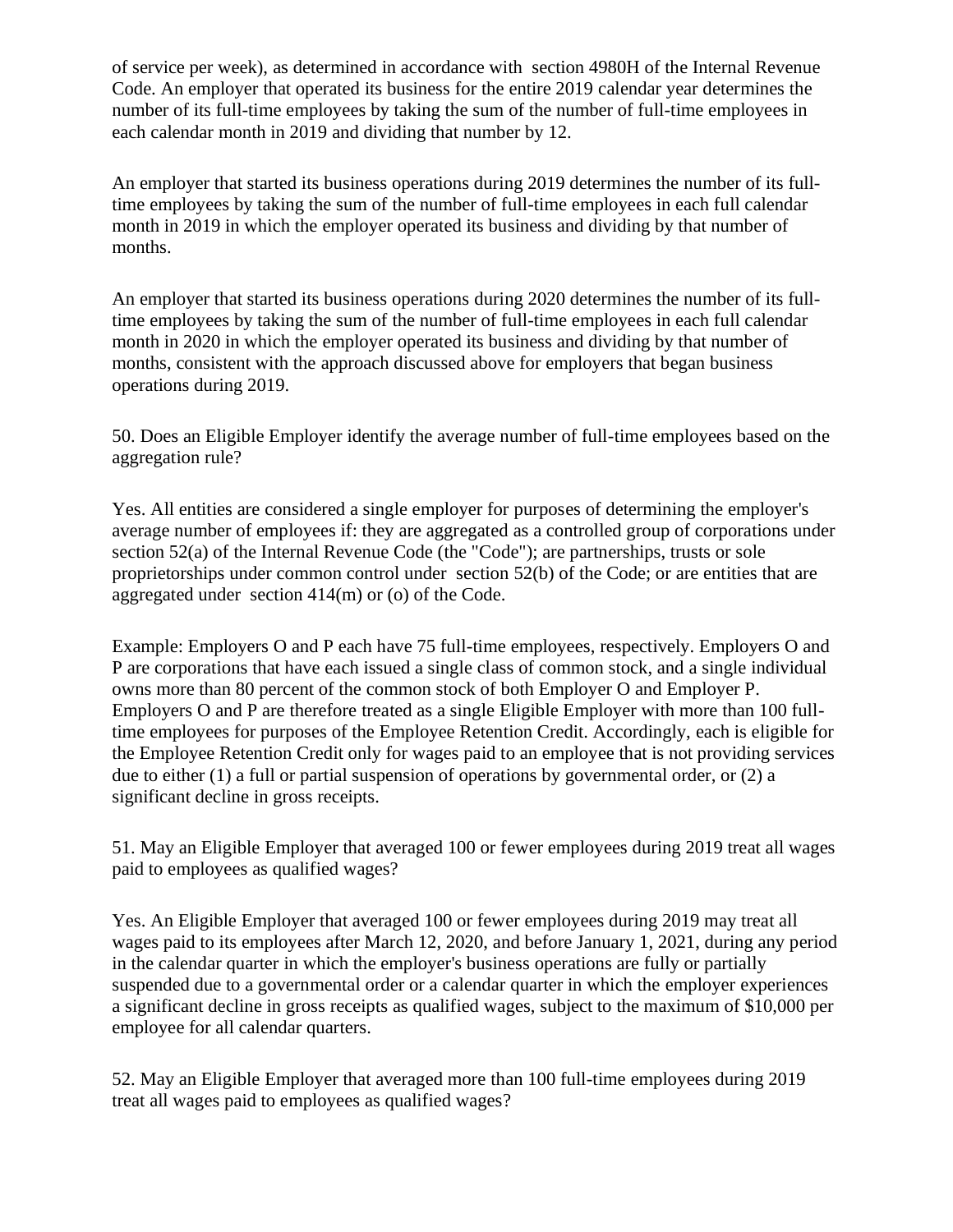of service per week), as determined in accordance with section 4980H of the Internal Revenue Code. An employer that operated its business for the entire 2019 calendar year determines the number of its full-time employees by taking the sum of the number of full-time employees in each calendar month in 2019 and dividing that number by 12.

An employer that started its business operations during 2019 determines the number of its full-time employees by taking the sum of the number of full-time employees in each full calendar month in 2019 in which the employer operated its business and dividing by that number of months.

An employer that started its business operations during 2020 determines the number of its full-time employees by taking the sum of the number of full-time employees in each full calendar month in 2020 in which the employer operated its business and dividing by that number of months, consistent with the approach discussed above for employers that began business operations during 2019.

50. Does an Eligible Employer identify the average number of full-time employees based on the aggregation rule?

Yes. All entities are considered a single employer for purposes of determining the employer's average number of employees if: they are aggregated as a controlled group of corporations under section 52(a) of the Internal Revenue Code (the "Code"); are partnerships, trusts or sole proprietorships under common control under section 52(b) of the Code; or are entities that are aggregated under section 414(m) or (o) of the Code.

Example: Employers O and P each have 75 full-time employees, respectively. Employers O and P are corporations that have each issued a single class of common stock, and a single individual owns more than 80 percent of the common stock of both Employer O and Employer P. Employers O and P are therefore treated as a single Eligible Employer with more than 100 full-time employees for purposes of the Employee Retention Credit. Accordingly, each is eligible for the Employee Retention Credit only for wages paid to an employee that is not providing services due to either (1) a full or partial suspension of operations by governmental order, or (2) a significant decline in gross receipts.

51. May an Eligible Employer that averaged 100 or fewer employees during 2019 treat all wages paid to employees as qualified wages?

Yes. An Eligible Employer that averaged 100 or fewer employees during 2019 may treat all wages paid to its employees after March 12, 2020, and before January 1, 2021, during any period in the calendar quarter in which the employer's business operations are fully or partially suspended due to a governmental order or a calendar quarter in which the employer experiences a significant decline in gross receipts as qualified wages, subject to the maximum of $10,000 per employee for all calendar quarters.

52. May an Eligible Employer that averaged more than 100 full-time employees during 2019 treat all wages paid to employees as qualified wages?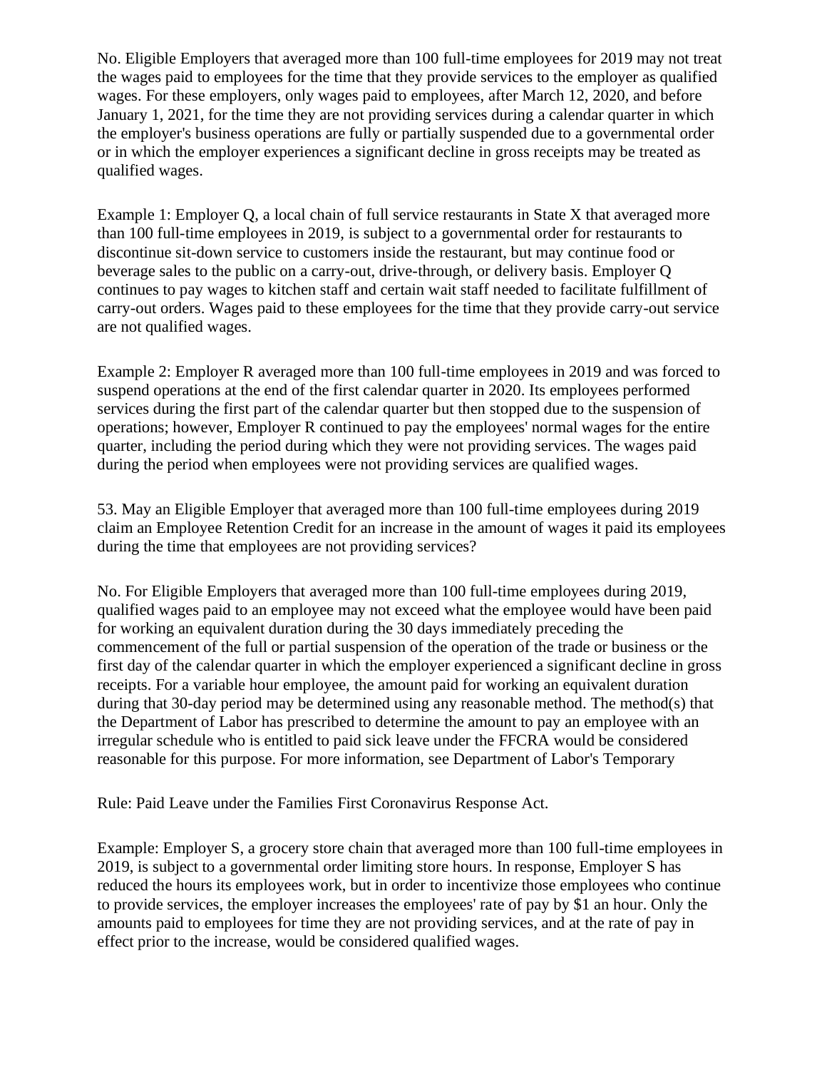No. Eligible Employers that averaged more than 100 full-time employees for 2019 may not treat the wages paid to employees for the time that they provide services to the employer as qualified wages. For these employers, only wages paid to employees, after March 12, 2020, and before January 1, 2021, for the time they are not providing services during a calendar quarter in which the employer's business operations are fully or partially suspended due to a governmental order or in which the employer experiences a significant decline in gross receipts may be treated as qualified wages.

Example 1: Employer Q, a local chain of full service restaurants in State X that averaged more than 100 full-time employees in 2019, is subject to a governmental order for restaurants to discontinue sit-down service to customers inside the restaurant, but may continue food or beverage sales to the public on a carry-out, drive-through, or delivery basis. Employer Q continues to pay wages to kitchen staff and certain wait staff needed to facilitate fulfillment of carry-out orders. Wages paid to these employees for the time that they provide carry-out service are not qualified wages.

Example 2: Employer R averaged more than 100 full-time employees in 2019 and was forced to suspend operations at the end of the first calendar quarter in 2020. Its employees performed services during the first part of the calendar quarter but then stopped due to the suspension of operations; however, Employer R continued to pay the employees' normal wages for the entire quarter, including the period during which they were not providing services. The wages paid during the period when employees were not providing services are qualified wages.

53. May an Eligible Employer that averaged more than 100 full-time employees during 2019 claim an Employee Retention Credit for an increase in the amount of wages it paid its employees during the time that employees are not providing services?

No. For Eligible Employers that averaged more than 100 full-time employees during 2019, qualified wages paid to an employee may not exceed what the employee would have been paid for working an equivalent duration during the 30 days immediately preceding the commencement of the full or partial suspension of the operation of the trade or business or the first day of the calendar quarter in which the employer experienced a significant decline in gross receipts. For a variable hour employee, the amount paid for working an equivalent duration during that 30-day period may be determined using any reasonable method. The method(s) that the Department of Labor has prescribed to determine the amount to pay an employee with an irregular schedule who is entitled to paid sick leave under the FFCRA would be considered reasonable for this purpose. For more information, see Department of Labor's Temporary

Rule: Paid Leave under the Families First Coronavirus Response Act.

Example: Employer S, a grocery store chain that averaged more than 100 full-time employees in 2019, is subject to a governmental order limiting store hours. In response, Employer S has reduced the hours its employees work, but in order to incentivize those employees who continue to provide services, the employer increases the employees' rate of pay by $1 an hour. Only the amounts paid to employees for time they are not providing services, and at the rate of pay in effect prior to the increase, would be considered qualified wages.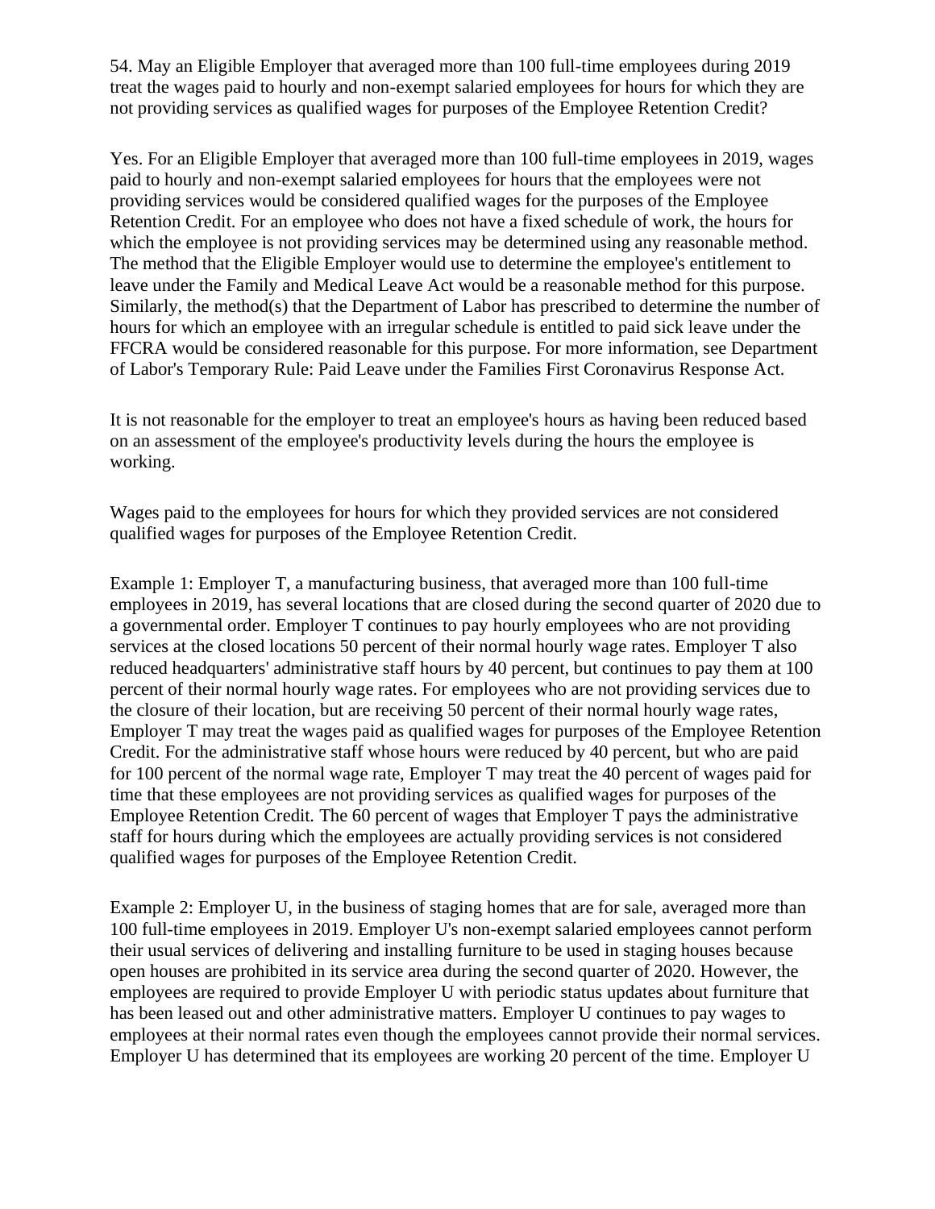54. May an Eligible Employer that averaged more than 100 full-time employees during 2019 treat the wages paid to hourly and non-exempt salaried employees for hours for which they are not providing services as qualified wages for purposes of the Employee Retention Credit?

Yes. For an Eligible Employer that averaged more than 100 full-time employees in 2019, wages paid to hourly and non-exempt salaried employees for hours that the employees were not providing services would be considered qualified wages for the purposes of the Employee Retention Credit. For an employee who does not have a fixed schedule of work, the hours for which the employee is not providing services may be determined using any reasonable method. The method that the Eligible Employer would use to determine the employee's entitlement to leave under the Family and Medical Leave Act would be a reasonable method for this purpose. Similarly, the method(s) that the Department of Labor has prescribed to determine the number of hours for which an employee with an irregular schedule is entitled to paid sick leave under the FFCRA would be considered reasonable for this purpose. For more information, see Department of Labor's Temporary Rule: Paid Leave under the Families First Coronavirus Response Act.

It is not reasonable for the employer to treat an employee's hours as having been reduced based on an assessment of the employee's productivity levels during the hours the employee is working.

Wages paid to the employees for hours for which they provided services are not considered qualified wages for purposes of the Employee Retention Credit.

Example 1: Employer T, a manufacturing business, that averaged more than 100 full-time employees in 2019, has several locations that are closed during the second quarter of 2020 due to a governmental order. Employer T continues to pay hourly employees who are not providing services at the closed locations 50 percent of their normal hourly wage rates. Employer T also reduced headquarters' administrative staff hours by 40 percent, but continues to pay them at 100 percent of their normal hourly wage rates. For employees who are not providing services due to the closure of their location, but are receiving 50 percent of their normal hourly wage rates, Employer T may treat the wages paid as qualified wages for purposes of the Employee Retention Credit. For the administrative staff whose hours were reduced by 40 percent, but who are paid for 100 percent of the normal wage rate, Employer T may treat the 40 percent of wages paid for time that these employees are not providing services as qualified wages for purposes of the Employee Retention Credit. The 60 percent of wages that Employer T pays the administrative staff for hours during which the employees are actually providing services is not considered qualified wages for purposes of the Employee Retention Credit.

Example 2: Employer U, in the business of staging homes that are for sale, averaged more than 100 full-time employees in 2019. Employer U's non-exempt salaried employees cannot perform their usual services of delivering and installing furniture to be used in staging houses because open houses are prohibited in its service area during the second quarter of 2020. However, the employees are required to provide Employer U with periodic status updates about furniture that has been leased out and other administrative matters. Employer U continues to pay wages to employees at their normal rates even though the employees cannot provide their normal services. Employer U has determined that its employees are working 20 percent of the time. Employer U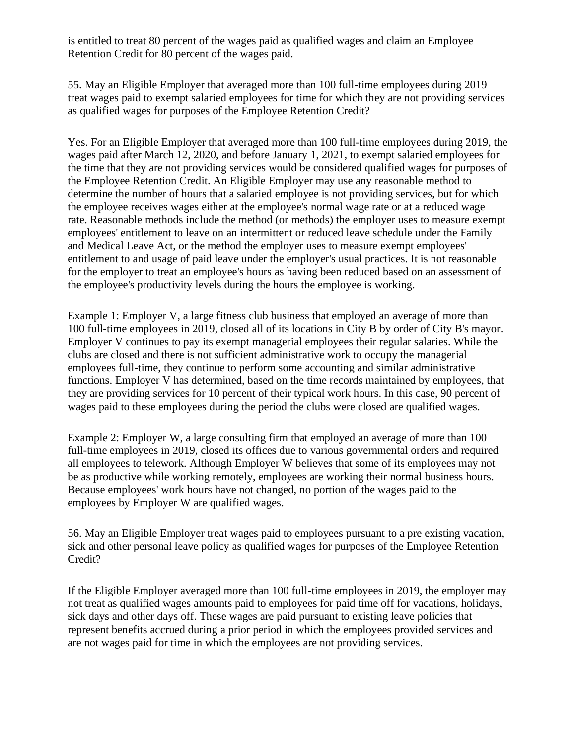is entitled to treat 80 percent of the wages paid as qualified wages and claim an Employee Retention Credit for 80 percent of the wages paid.

55. May an Eligible Employer that averaged more than 100 full-time employees during 2019 treat wages paid to exempt salaried employees for time for which they are not providing services as qualified wages for purposes of the Employee Retention Credit?

Yes. For an Eligible Employer that averaged more than 100 full-time employees during 2019, the wages paid after March 12, 2020, and before January 1, 2021, to exempt salaried employees for the time that they are not providing services would be considered qualified wages for purposes of the Employee Retention Credit. An Eligible Employer may use any reasonable method to determine the number of hours that a salaried employee is not providing services, but for which the employee receives wages either at the employee's normal wage rate or at a reduced wage rate. Reasonable methods include the method (or methods) the employer uses to measure exempt employees' entitlement to leave on an intermittent or reduced leave schedule under the Family and Medical Leave Act, or the method the employer uses to measure exempt employees' entitlement to and usage of paid leave under the employer's usual practices. It is not reasonable for the employer to treat an employee's hours as having been reduced based on an assessment of the employee's productivity levels during the hours the employee is working.

Example 1: Employer V, a large fitness club business that employed an average of more than 100 full-time employees in 2019, closed all of its locations in City B by order of City B's mayor. Employer V continues to pay its exempt managerial employees their regular salaries. While the clubs are closed and there is not sufficient administrative work to occupy the managerial employees full-time, they continue to perform some accounting and similar administrative functions. Employer V has determined, based on the time records maintained by employees, that they are providing services for 10 percent of their typical work hours. In this case, 90 percent of wages paid to these employees during the period the clubs were closed are qualified wages.

Example 2: Employer W, a large consulting firm that employed an average of more than 100 full-time employees in 2019, closed its offices due to various governmental orders and required all employees to telework. Although Employer W believes that some of its employees may not be as productive while working remotely, employees are working their normal business hours. Because employees' work hours have not changed, no portion of the wages paid to the employees by Employer W are qualified wages.

56. May an Eligible Employer treat wages paid to employees pursuant to a pre existing vacation, sick and other personal leave policy as qualified wages for purposes of the Employee Retention Credit?

If the Eligible Employer averaged more than 100 full-time employees in 2019, the employer may not treat as qualified wages amounts paid to employees for paid time off for vacations, holidays, sick days and other days off. These wages are paid pursuant to existing leave policies that represent benefits accrued during a prior period in which the employees provided services and are not wages paid for time in which the employees are not providing services.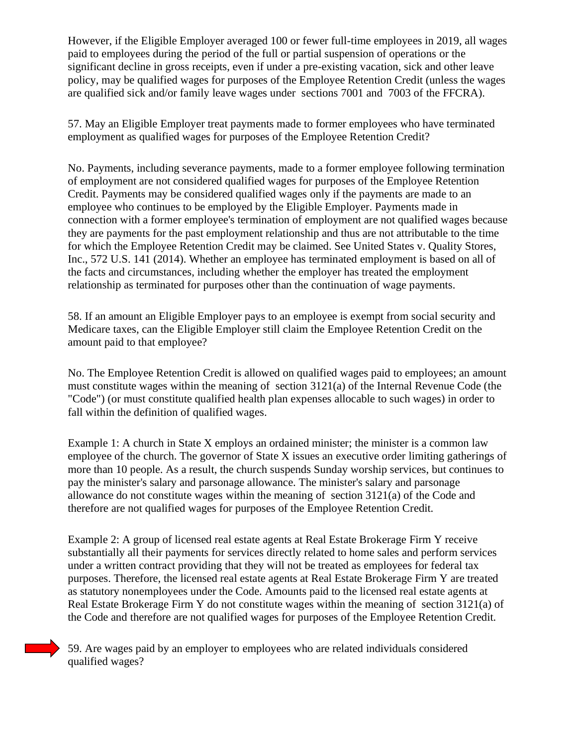However, if the Eligible Employer averaged 100 or fewer full-time employees in 2019, all wages paid to employees during the period of the full or partial suspension of operations or the significant decline in gross receipts, even if under a pre-existing vacation, sick and other leave policy, may be qualified wages for purposes of the Employee Retention Credit (unless the wages are qualified sick and/or family leave wages under sections 7001 and 7003 of the FFCRA).

57. May an Eligible Employer treat payments made to former employees who have terminated employment as qualified wages for purposes of the Employee Retention Credit?

No. Payments, including severance payments, made to a former employee following termination of employment are not considered qualified wages for purposes of the Employee Retention Credit. Payments may be considered qualified wages only if the payments are made to an employee who continues to be employed by the Eligible Employer. Payments made in connection with a former employee's termination of employment are not qualified wages because they are payments for the past employment relationship and thus are not attributable to the time for which the Employee Retention Credit may be claimed. See United States v. Quality Stores, Inc., 572 U.S. 141 (2014). Whether an employee has terminated employment is based on all of the facts and circumstances, including whether the employer has treated the employment relationship as terminated for purposes other than the continuation of wage payments.

58. If an amount an Eligible Employer pays to an employee is exempt from social security and Medicare taxes, can the Eligible Employer still claim the Employee Retention Credit on the amount paid to that employee?

No. The Employee Retention Credit is allowed on qualified wages paid to employees; an amount must constitute wages within the meaning of section 3121(a) of the Internal Revenue Code (the "Code") (or must constitute qualified health plan expenses allocable to such wages) in order to fall within the definition of qualified wages.

Example 1: A church in State X employs an ordained minister; the minister is a common law employee of the church. The governor of State X issues an executive order limiting gatherings of more than 10 people. As a result, the church suspends Sunday worship services, but continues to pay the minister's salary and parsonage allowance. The minister's salary and parsonage allowance do not constitute wages within the meaning of section 3121(a) of the Code and therefore are not qualified wages for purposes of the Employee Retention Credit.

Example 2: A group of licensed real estate agents at Real Estate Brokerage Firm Y receive substantially all their payments for services directly related to home sales and perform services under a written contract providing that they will not be treated as employees for federal tax purposes. Therefore, the licensed real estate agents at Real Estate Brokerage Firm Y are treated as statutory nonemployees under the Code. Amounts paid to the licensed real estate agents at Real Estate Brokerage Firm Y do not constitute wages within the meaning of section 3121(a) of the Code and therefore are not qualified wages for purposes of the Employee Retention Credit.

59. Are wages paid by an employer to employees who are related individuals considered qualified wages?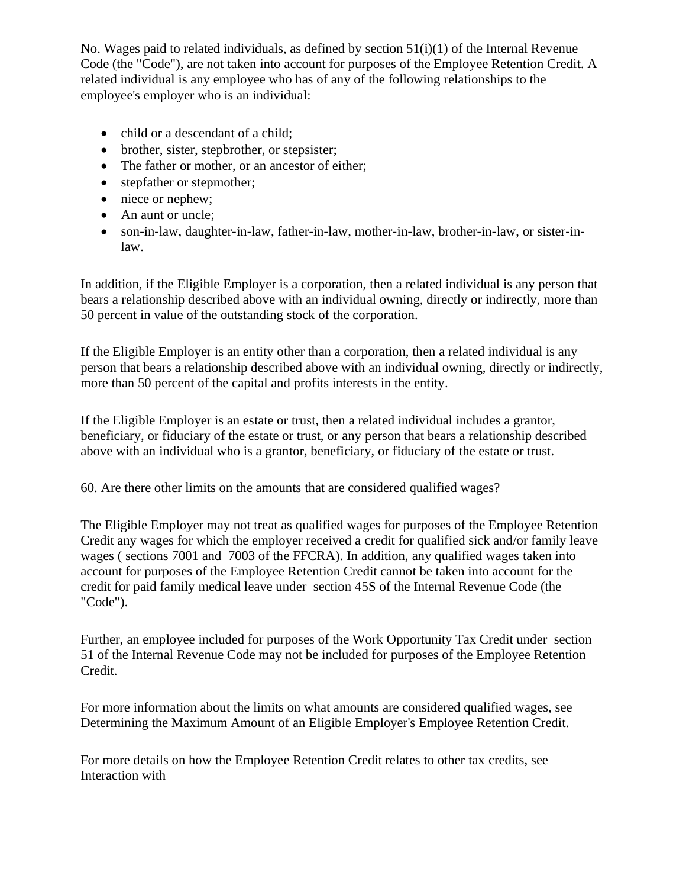No. Wages paid to related individuals, as defined by section 51(i)(1) of the Internal Revenue Code (the "Code"), are not taken into account for purposes of the Employee Retention Credit. A related individual is any employee who has of any of the following relationships to the employee's employer who is an individual:

- child or a descendant of a child;
- brother, sister, stepbrother, or stepsister;
- The father or mother, or an ancestor of either;
- stepfather or stepmother;
- niece or nephew;
- An aunt or uncle;
- son-in-law, daughter-in-law, father-in-law, mother-in-law, brother-in-law, or sister-in-law.

In addition, if the Eligible Employer is a corporation, then a related individual is any person that bears a relationship described above with an individual owning, directly or indirectly, more than 50 percent in value of the outstanding stock of the corporation.

If the Eligible Employer is an entity other than a corporation, then a related individual is any person that bears a relationship described above with an individual owning, directly or indirectly, more than 50 percent of the capital and profits interests in the entity.

If the Eligible Employer is an estate or trust, then a related individual includes a grantor, beneficiary, or fiduciary of the estate or trust, or any person that bears a relationship described above with an individual who is a grantor, beneficiary, or fiduciary of the estate or trust.

60. Are there other limits on the amounts that are considered qualified wages?

The Eligible Employer may not treat as qualified wages for purposes of the Employee Retention Credit any wages for which the employer received a credit for qualified sick and/or family leave wages ( sections 7001 and 7003 of the FFCRA). In addition, any qualified wages taken into account for purposes of the Employee Retention Credit cannot be taken into account for the credit for paid family medical leave under section 45S of the Internal Revenue Code (the "Code").

Further, an employee included for purposes of the Work Opportunity Tax Credit under section 51 of the Internal Revenue Code may not be included for purposes of the Employee Retention Credit.

For more information about the limits on what amounts are considered qualified wages, see Determining the Maximum Amount of an Eligible Employer's Employee Retention Credit.

For more details on how the Employee Retention Credit relates to other tax credits, see Interaction with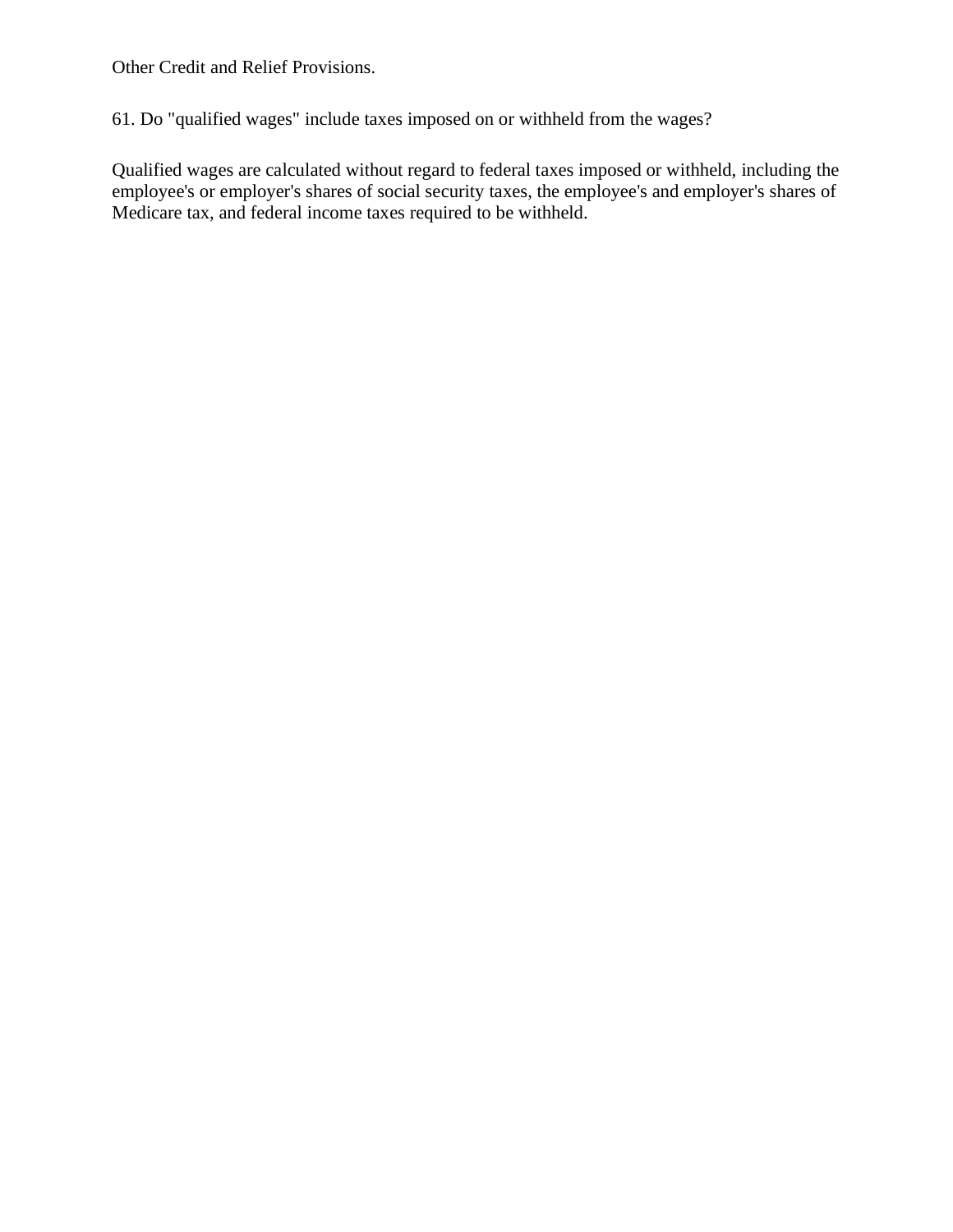Other Credit and Relief Provisions.

61. Do "qualified wages" include taxes imposed on or withheld from the wages?

Qualified wages are calculated without regard to federal taxes imposed or withheld, including the employee's or employer's shares of social security taxes, the employee's and employer's shares of Medicare tax, and federal income taxes required to be withheld.